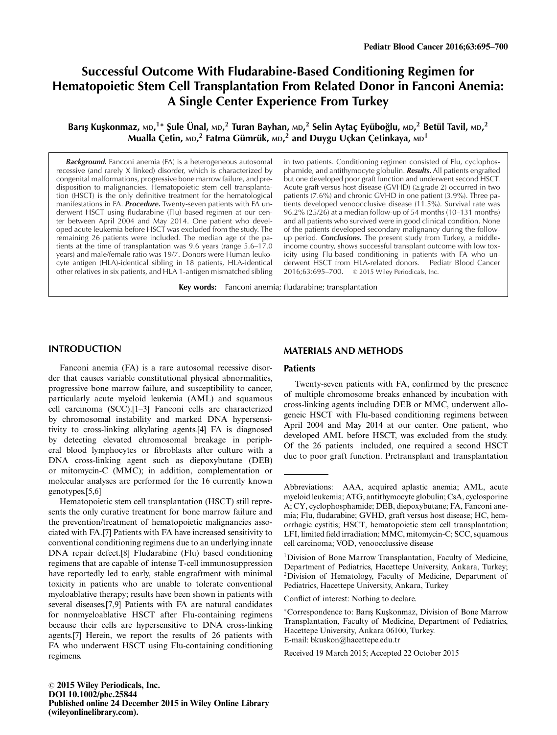# Successful Outcome With Fludarabine-Based Conditioning Regimen for Hematopoietic Stem Cell Transplantation From Related Donor in Fanconi Anemia: A Single Center Experience From Turkey

**Barış Kuşkonmaz, MD,[1]* Şule Ünal, MD,[2] Turan Bayhan, MD,[2] Selin Aytaç Eyüboğlu, MD,[2] Betül Tavil, MD,[2] Mualla Çetin, MD,[2] Fatma Gümrük, MD,[2] and Duygu Uçkan Çetinkaya, MD[1]**

***Background.*** Fanconi anemia (FA) is a heterogeneous autosomal recessive (and rarely X linked) disorder, which is characterized by congenital malformations, progressive bone marrow failure, and predisposition to malignancies. Hematopoietic stem cell transplantation (HSCT) is the only definitive treatment for the hematological manifestations in FA. ***Procedure.*** Twenty-seven patients with FA underwent HSCT using fludarabine (Flu) based regimen at our center between April 2004 and May 2014. One patient who developed acute leukemia before HSCT was excluded from the study. The remaining 26 patients were included. The median age of the patients at the time of transplantation was 9.6 years (range 5.6–17.0 years) and male/female ratio was 19/7. Donors were Human leukocyte antigen (HLA)-identical sibling in 18 patients, HLA-identical other relatives in six patients, and HLA 1-antigen mismatched sibling in two patients. Conditioning regimen consisted of Flu, cyclophosphamide, and antithymocyte globulin. ***Results.*** All patients engrafted but one developed poor graft function and underwent second HSCT. Acute graft versus host disease (GVHD) (≥grade 2) occurred in two patients (7.6%) and chronic GVHD in one patient (3.9%). Three patients developed venoocclusive disease (11.5%). Survival rate was 96.2% (25/26) at a median follow-up of 54 months (10–131 months) and all patients who survived were in good clinical condition. None of the patients developed secondary malignancy during the follow-up period. ***Conclusions.*** The present study from Turkey, a middle-income country, shows successful transplant outcome with low toxicity using Flu-based conditioning in patients with FA who underwent HSCT from HLA-related donors. Pediatr Blood Cancer 2016;63:695–700. © 2015 Wiley Periodicals, Inc.

**Key words:** Fanconi anemia; fludarabine; transplantation

## INTRODUCTION

Fanconi anemia (FA) is a rare autosomal recessive disorder that causes variable constitutional physical abnormalities, progressive bone marrow failure, and susceptibility to cancer, particularly acute myeloid leukemia (AML) and squamous cell carcinoma (SCC).[1–3] Fanconi cells are characterized by chromosomal instability and marked DNA hypersensitivity to cross-linking alkylating agents.[4] FA is diagnosed by detecting elevated chromosomal breakage in peripheral blood lymphocytes or fibroblasts after culture with a DNA cross-linking agent such as diepoxybutane (DEB) or mitomycin-C (MMC); in addition, complementation or molecular analyses are performed for the 16 currently known genotypes.[5,6]

Hematopoietic stem cell transplantation (HSCT) still represents the only curative treatment for bone marrow failure and the prevention/treatment of hematopoietic malignancies associated with FA.[7] Patients with FA have increased sensitivity to conventional conditioning regimens due to an underlying innate DNA repair defect.[8] Fludarabine (Flu) based conditioning regimens that are capable of intense T-cell immunosuppression have reportedly led to early, stable engraftment with minimal toxicity in patients who are unable to tolerate conventional myeloablative therapy; results have been shown in patients with several diseases.[7,9] Patients with FA are natural candidates for nonmyeloablative HSCT after Flu-containing regimens because their cells are hypersensitive to DNA cross-linking agents.[7] Herein, we report the results of 26 patients with FA who underwent HSCT using Flu-containing conditioning regimens.

## MATERIALS AND METHODS

### Patients

Twenty-seven patients with FA, confirmed by the presence of multiple chromosome breaks enhanced by incubation with cross-linking agents including DEB or MMC, underwent allogeneic HSCT with Flu-based conditioning regimens between April 2004 and May 2014 at our center. One patient, who developed AML before HSCT, was excluded from the study. Of the 26 patients included, one required a second HSCT due to poor graft function. Pretransplant and transplantation

---

Abbreviations: AAA, acquired aplastic anemia; AML, acute myeloid leukemia; ATG, antithymocyte globulin; CsA, cyclosporine A; CY, cyclophosphamide; DEB, diepoxybutane; FA, Fanconi anemia; Flu, fludarabine; GVHD, graft versus host disease; HC, hemorrhagic cystitis; HSCT, hematopoietic stem cell transplantation; LFI, limited field irradiation; MMC, mitomycin-C; SCC, squamous cell carcinoma; VOD, venoocclussive disease

[1]Division of Bone Marrow Transplantation, Faculty of Medicine, Department of Pediatrics, Hacettepe University, Ankara, Turkey; [2]Division of Hematology, Faculty of Medicine, Department of Pediatrics, Hacettepe University, Ankara, Turkey

Conflict of interest: Nothing to declare.

*Correspondence to: Barış Kuşkonmaz, Division of Bone Marrow Transplantation, Faculty of Medicine, Department of Pediatrics, Hacettepe University, Ankara 06100, Turkey. E-mail: bkuskon@hacettepe.edu.tr

Received 19 March 2015; Accepted 22 October 2015

© 2015 Wiley Periodicals, Inc.
DOI 10.1002/pbc.25844
Published online 24 December 2015 in Wiley Online Library (wileyonlinelibrary.com).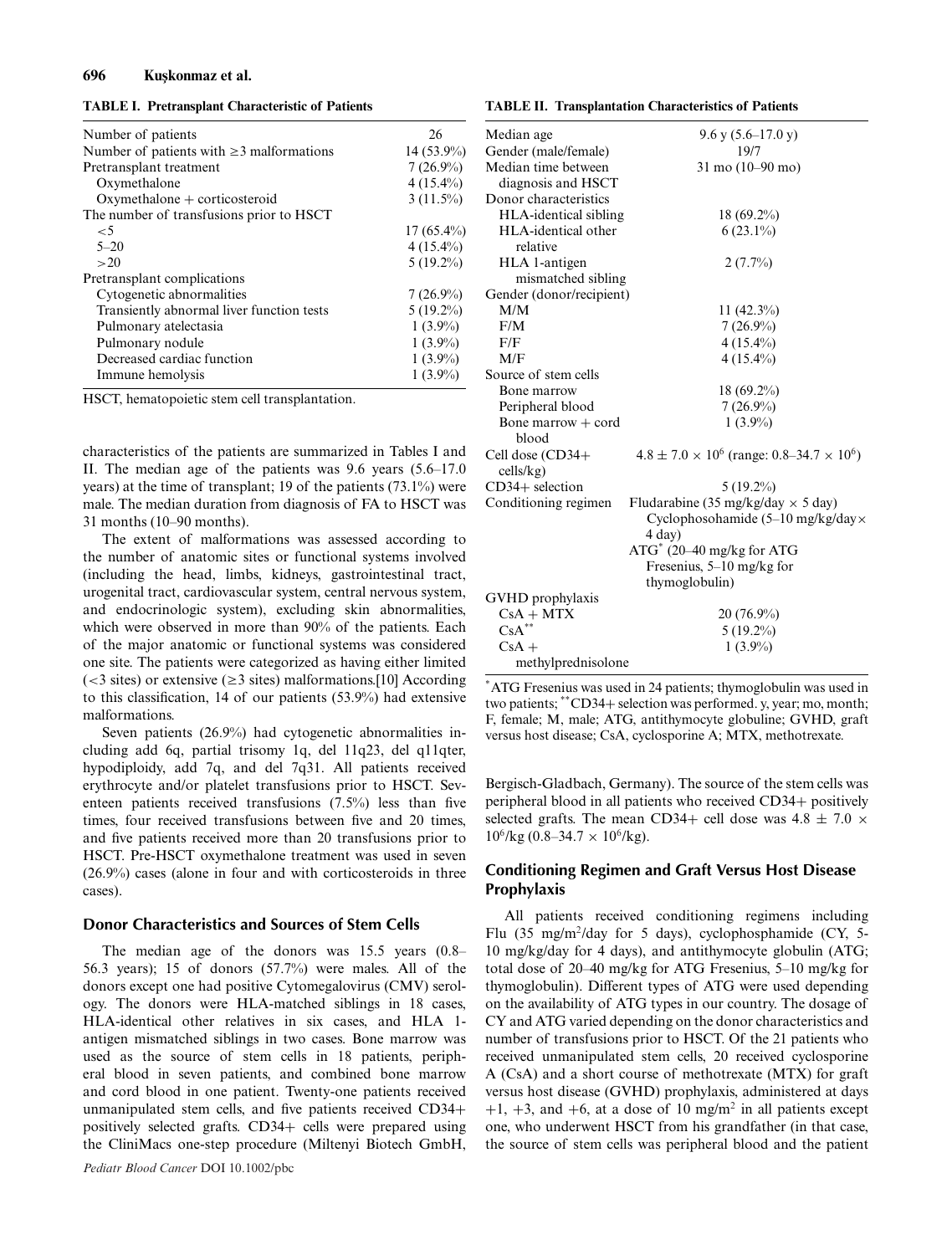**TABLE I. Pretransplant Characteristic of Patients**

| | |
|---|---|
| Number of patients | 26 |
| Number of patients with ≥3 malformations | 14 (53.9%) |
| Pretransplant treatment | 7 (26.9%) |
| Oxymethalone | 4 (15.4%) |
| Oxymethalone + corticosteroid | 3 (11.5%) |
| The number of transfusions prior to HSCT | |
| <5 | 17 (65.4%) |
| 5–20 | 4 (15.4%) |
| >20 | 5 (19.2%) |
| Pretransplant complications | |
| Cytogenetic abnormalities | 7 (26.9%) |
| Transiently abnormal liver function tests | 5 (19.2%) |
| Pulmonary atelectasia | 1 (3.9%) |
| Pulmonary nodule | 1 (3.9%) |
| Decreased cardiac function | 1 (3.9%) |
| Immune hemolysis | 1 (3.9%) |

HSCT, hematopoietic stem cell transplantation.

**TABLE II. Transplantation Characteristics of Patients**

| | |
|---|---|
| Median age | 9.6 y (5.6–17.0 y) |
| Gender (male/female) | 19/7 |
| Median time between diagnosis and HSCT | 31 mo (10–90 mo) |
| Donor characteristics | |
| HLA-identical sibling | 18 (69.2%) |
| HLA-identical other relative | 6 (23.1%) |
| HLA 1-antigen mismatched sibling | 2 (7.7%) |
| Gender (donor/recipient) | |
| M/M | 11 (42.3%) |
| F/M | 7 (26.9%) |
| F/F | 4 (15.4%) |
| M/F | 4 (15.4%) |
| Source of stem cells | |
| Bone marrow | 18 (69.2%) |
| Peripheral blood | 7 (26.9%) |
| Bone marrow + cord blood | 1 (3.9%) |
| Cell dose (CD34+ cells/kg) | $4.8 \pm 7.0 \times 10^6$ (range: $0.8–34.7 \times 10^6$) |
| CD34+ selection | 5 (19.2%) |
| Conditioning regimen | Fludarabine (35 mg/kg/day × 5 day) Cyclophosohamide (5–10 mg/kg/day× 4 day) ATG* (20–40 mg/kg for ATG Fresenius, 5–10 mg/kg for thymoglobulin) |
| GVHD prophylaxis | |
| CsA + MTX | 20 (76.9%) |
| CsA** | 5 (19.2%) |
| CsA + methylprednisolone | 1 (3.9%) |

*ATG Fresenius was used in 24 patients; thymoglobulin was used in two patients; **CD34+ selection was performed. y, year; mo, month; F, female; M, male; ATG, antithymocyte globuline; GVHD, graft versus host disease; CsA, cyclosporine A; MTX, methotrexate.

characteristics of the patients are summarized in Tables I and II. The median age of the patients was 9.6 years (5.6–17.0 years) at the time of transplant; 19 of the patients (73.1%) were male. The median duration from diagnosis of FA to HSCT was 31 months (10–90 months).

The extent of malformations was assessed according to the number of anatomic sites or functional systems involved (including the head, limbs, kidneys, gastrointestinal tract, urogenital tract, cardiovascular system, central nervous system, and endocrinologic system), excluding skin abnormalities, which were observed in more than 90% of the patients. Each of the major anatomic or functional systems was considered one site. The patients were categorized as having either limited (<3 sites) or extensive (≥3 sites) malformations.[10] According to this classification, 14 of our patients (53.9%) had extensive malformations.

Seven patients (26.9%) had cytogenetic abnormalities including add 6q, partial trisomy 1q, del 11q23, del q11qter, hypodiploidy, add 7q, and del 7q31. All patients received erythrocyte and/or platelet transfusions prior to HSCT. Seventeen patients received transfusions (7.5%) less than five times, four received transfusions between five and 20 times, and five patients received more than 20 transfusions prior to HSCT. Pre-HSCT oxymethalone treatment was used in seven (26.9%) cases (alone in four and with corticosteroids in three cases).

## Donor Characteristics and Sources of Stem Cells

The median age of the donors was 15.5 years (0.8–56.3 years); 15 of donors (57.7%) were males. All of the donors except one had positive Cytomegalovirus (CMV) serology. The donors were HLA-matched siblings in 18 cases, HLA-identical other relatives in six cases, and HLA 1-antigen mismatched siblings in two cases. Bone marrow was used as the source of stem cells in 18 patients, peripheral blood in seven patients, and combined bone marrow and cord blood in one patient. Twenty-one patients received unmanipulated stem cells, and five patients received CD34+ positively selected grafts. CD34+ cells were prepared using the CliniMacs one-step procedure (Miltenyi Biotech GmbH, Bergisch-Gladbach, Germany). The source of the stem cells was peripheral blood in all patients who received CD34+ positively selected grafts. The mean CD34+ cell dose was $4.8 \pm 7.0 \times 10^6$/kg ($0.8–34.7 \times 10^6$/kg).

## Conditioning Regimen and Graft Versus Host Disease Prophylaxis

All patients received conditioning regimens including Flu (35 mg/m$^2$/day for 5 days), cyclophosphamide (CY, 5-10 mg/kg/day for 4 days), and antithymocyte globulin (ATG; total dose of 20–40 mg/kg for ATG Fresenius, 5–10 mg/kg for thymoglobulin). Different types of ATG were used depending on the availability of ATG types in our country. The dosage of CY and ATG varied depending on the donor characteristics and number of transfusions prior to HSCT. Of the 21 patients who received unmanipulated stem cells, 20 received cyclosporine A (CsA) and a short course of methotrexate (MTX) for graft versus host disease (GVHD) prophylaxis, administered at days +1, +3, and +6, at a dose of 10 mg/m$^2$ in all patients except one, who underwent HSCT from his grandfather (in that case, the source of stem cells was peripheral blood and the patient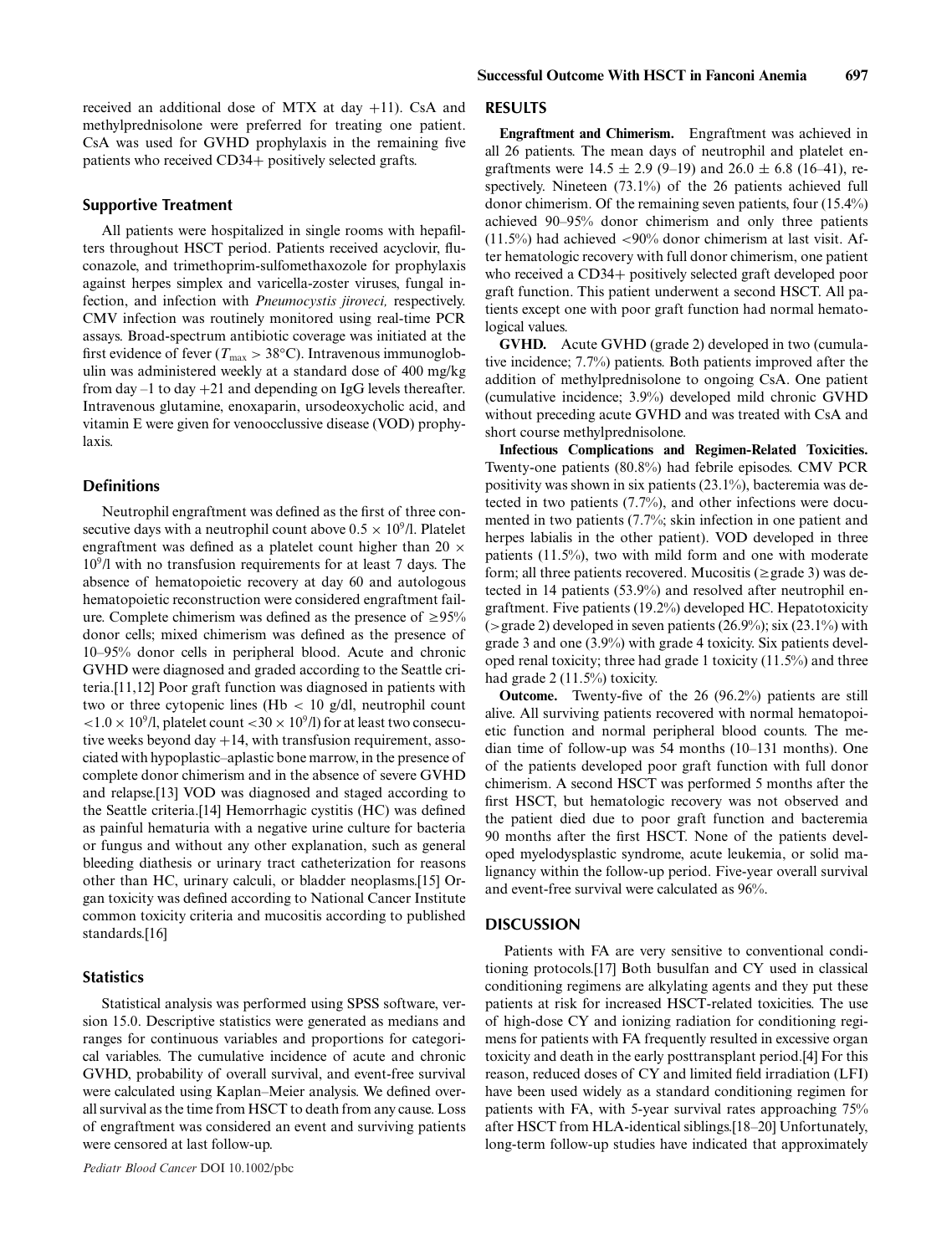received an additional dose of MTX at day +11). CsA and methylprednisolone were preferred for treating one patient. CsA was used for GVHD prophylaxis in the remaining five patients who received CD34+ positively selected grafts.

### Supportive Treatment

All patients were hospitalized in single rooms with hepafilters throughout HSCT period. Patients received acyclovir, fluconazole, and trimethoprim-sulfomethaxozole for prophylaxis against herpes simplex and varicella-zoster viruses, fungal infection, and infection with *Pneumocystis jiroveci,* respectively. CMV infection was routinely monitored using real-time PCR assays. Broad-spectrum antibiotic coverage was initiated at the first evidence of fever ($T_{max} > 38°C$). Intravenous immunoglobulin was administered weekly at a standard dose of 400 mg/kg from day –1 to day +21 and depending on IgG levels thereafter. Intravenous glutamine, enoxaparin, ursodeoxycholic acid, and vitamin E were given for venoocclussive disease (VOD) prophylaxis.

### Definitions

Neutrophil engraftment was defined as the first of three consecutive days with a neutrophil count above $0.5 \times 10^9$/l. Platelet engraftment was defined as a platelet count higher than $20 \times 10^9$/l with no transfusion requirements for at least 7 days. The absence of hematopoietic recovery at day 60 and autologous hematopoietic reconstruction were considered engraftment failure. Complete chimerism was defined as the presence of ≥95% donor cells; mixed chimerism was defined as the presence of 10–95% donor cells in peripheral blood. Acute and chronic GVHD were diagnosed and graded according to the Seattle criteria.[11,12] Poor graft function was diagnosed in patients with two or three cytopenic lines (Hb < 10 g/dl, neutrophil count $<1.0 \times 10^9$/l, platelet count $<30 \times 10^9$/l) for at least two consecutive weeks beyond day +14, with transfusion requirement, associated with hypoplastic–aplastic bone marrow, in the presence of complete donor chimerism and in the absence of severe GVHD and relapse.[13] VOD was diagnosed and staged according to the Seattle criteria.[14] Hemorrhagic cystitis (HC) was defined as painful hematuria with a negative urine culture for bacteria or fungus and without any other explanation, such as general bleeding diathesis or urinary tract catheterization for reasons other than HC, urinary calculi, or bladder neoplasms.[15] Organ toxicity was defined according to National Cancer Institute common toxicity criteria and mucositis according to published standards.[16]

### Statistics

Statistical analysis was performed using SPSS software, version 15.0. Descriptive statistics were generated as medians and ranges for continuous variables and proportions for categorical variables. The cumulative incidence of acute and chronic GVHD, probability of overall survival, and event-free survival were calculated using Kaplan–Meier analysis. We defined overall survival as the time from HSCT to death from any cause. Loss of engraftment was considered an event and surviving patients were censored at last follow-up.

## RESULTS

**Engraftment and Chimerism.** Engraftment was achieved in all 26 patients. The mean days of neutrophil and platelet engraftments were 14.5 ± 2.9 (9–19) and 26.0 ± 6.8 (16–41), respectively. Nineteen (73.1%) of the 26 patients achieved full donor chimerism. Of the remaining seven patients, four (15.4%) achieved 90–95% donor chimerism and only three patients (11.5%) had achieved <90% donor chimerism at last visit. After hematologic recovery with full donor chimerism, one patient who received a CD34+ positively selected graft developed poor graft function. This patient underwent a second HSCT. All patients except one with poor graft function had normal hematological values.

**GVHD.** Acute GVHD (grade 2) developed in two (cumulative incidence; 7.7%) patients. Both patients improved after the addition of methylprednisolone to ongoing CsA. One patient (cumulative incidence; 3.9%) developed mild chronic GVHD without preceding acute GVHD and was treated with CsA and short course methylprednisolone.

**Infectious Complications and Regimen-Related Toxicities.** Twenty-one patients (80.8%) had febrile episodes. CMV PCR positivity was shown in six patients (23.1%), bacteremia was detected in two patients (7.7%), and other infections were documented in two patients (7.7%; skin infection in one patient and herpes labialis in the other patient). VOD developed in three patients (11.5%), two with mild form and one with moderate form; all three patients recovered. Mucositis (≥grade 3) was detected in 14 patients (53.9%) and resolved after neutrophil engraftment. Five patients (19.2%) developed HC. Hepatotoxicity (>grade 2) developed in seven patients (26.9%); six (23.1%) with grade 3 and one (3.9%) with grade 4 toxicity. Six patients developed renal toxicity; three had grade 1 toxicity (11.5%) and three had grade 2 (11.5%) toxicity.

**Outcome.** Twenty-five of the 26 (96.2%) patients are still alive. All surviving patients recovered with normal hematopoietic function and normal peripheral blood counts. The median time of follow-up was 54 months (10–131 months). One of the patients developed poor graft function with full donor chimerism. A second HSCT was performed 5 months after the first HSCT, but hematologic recovery was not observed and the patient died due to poor graft function and bacteremia 90 months after the first HSCT. None of the patients developed myelodysplastic syndrome, acute leukemia, or solid malignancy within the follow-up period. Five-year overall survival and event-free survival were calculated as 96%.

## DISCUSSION

Patients with FA are very sensitive to conventional conditioning protocols.[17] Both busulfan and CY used in classical conditioning regimens are alkylating agents and they put these patients at risk for increased HSCT-related toxicities. The use of high-dose CY and ionizing radiation for conditioning regimens for patients with FA frequently resulted in excessive organ toxicity and death in the early posttransplant period.[4] For this reason, reduced doses of CY and limited field irradiation (LFI) have been used widely as a standard conditioning regimen for patients with FA, with 5-year survival rates approaching 75% after HSCT from HLA-identical siblings.[18–20] Unfortunately, long-term follow-up studies have indicated that approximately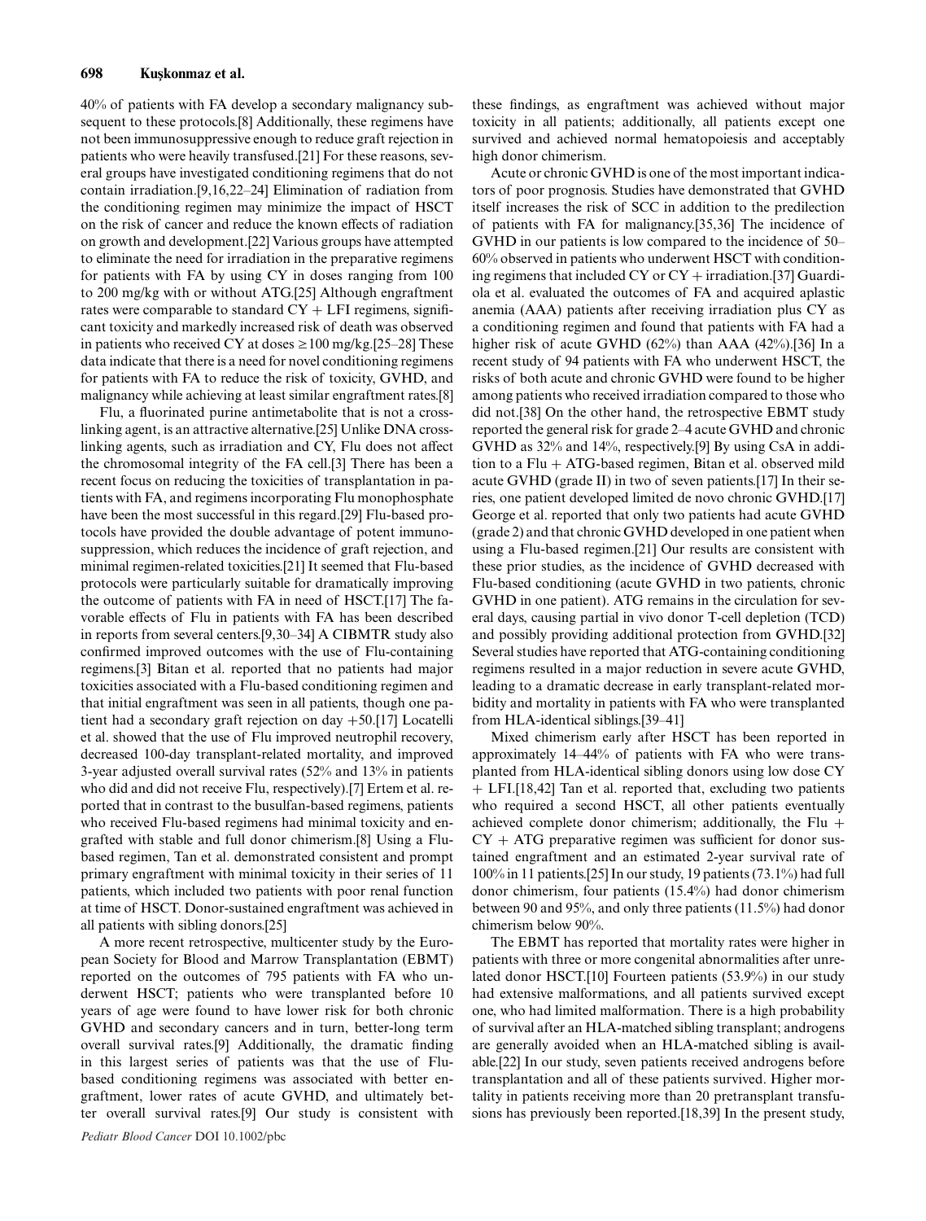40% of patients with FA develop a secondary malignancy subsequent to these protocols.[8] Additionally, these regimens have not been immunosuppressive enough to reduce graft rejection in patients who were heavily transfused.[21] For these reasons, several groups have investigated conditioning regimens that do not contain irradiation.[9,16,22–24] Elimination of radiation from the conditioning regimen may minimize the impact of HSCT on the risk of cancer and reduce the known effects of radiation on growth and development.[22] Various groups have attempted to eliminate the need for irradiation in the preparative regimens for patients with FA by using CY in doses ranging from 100 to 200 mg/kg with or without ATG.[25] Although engraftment rates were comparable to standard CY + LFI regimens, significant toxicity and markedly increased risk of death was observed in patients who received CY at doses ≥100 mg/kg.[25–28] These data indicate that there is a need for novel conditioning regimens for patients with FA to reduce the risk of toxicity, GVHD, and malignancy while achieving at least similar engraftment rates.[8]

Flu, a fluorinated purine antimetabolite that is not a crosslinking agent, is an attractive alternative.[25] Unlike DNA crosslinking agents, such as irradiation and CY, Flu does not affect the chromosomal integrity of the FA cell.[3] There has been a recent focus on reducing the toxicities of transplantation in patients with FA, and regimens incorporating Flu monophosphate have been the most successful in this regard.[29] Flu-based protocols have provided the double advantage of potent immunosuppression, which reduces the incidence of graft rejection, and minimal regimen-related toxicities.[21] It seemed that Flu-based protocols were particularly suitable for dramatically improving the outcome of patients with FA in need of HSCT.[17] The favorable effects of Flu in patients with FA has been described in reports from several centers.[9,30–34] A CIBMTR study also confirmed improved outcomes with the use of Flu-containing regimens.[3] Bitan et al. reported that no patients had major toxicities associated with a Flu-based conditioning regimen and that initial engraftment was seen in all patients, though one patient had a secondary graft rejection on day +50.[17] Locatelli et al. showed that the use of Flu improved neutrophil recovery, decreased 100-day transplant-related mortality, and improved 3-year adjusted overall survival rates (52% and 13% in patients who did and did not receive Flu, respectively).[7] Ertem et al. reported that in contrast to the busulfan-based regimens, patients who received Flu-based regimens had minimal toxicity and engrafted with stable and full donor chimerism.[8] Using a Flu-based regimen, Tan et al. demonstrated consistent and prompt primary engraftment with minimal toxicity in their series of 11 patients, which included two patients with poor renal function at time of HSCT. Donor-sustained engraftment was achieved in all patients with sibling donors.[25]

A more recent retrospective, multicenter study by the European Society for Blood and Marrow Transplantation (EBMT) reported on the outcomes of 795 patients with FA who underwent HSCT; patients who were transplanted before 10 years of age were found to have lower risk for both chronic GVHD and secondary cancers and in turn, better-long term overall survival rates.[9] Additionally, the dramatic finding in this largest series of patients was that the use of Flu-based conditioning regimens was associated with better engraftment, lower rates of acute GVHD, and ultimately better overall survival rates.[9] Our study is consistent with these findings, as engraftment was achieved without major toxicity in all patients; additionally, all patients except one survived and achieved normal hematopoiesis and acceptably high donor chimerism.

Acute or chronic GVHD is one of the most important indicators of poor prognosis. Studies have demonstrated that GVHD itself increases the risk of SCC in addition to the predilection of patients with FA for malignancy.[35,36] The incidence of GVHD in our patients is low compared to the incidence of 50–60% observed in patients who underwent HSCT with conditioning regimens that included CY or CY + irradiation.[37] Guardiola et al. evaluated the outcomes of FA and acquired aplastic anemia (AAA) patients after receiving irradiation plus CY as a conditioning regimen and found that patients with FA had a higher risk of acute GVHD (62%) than AAA (42%).[36] In a recent study of 94 patients with FA who underwent HSCT, the risks of both acute and chronic GVHD were found to be higher among patients who received irradiation compared to those who did not.[38] On the other hand, the retrospective EBMT study reported the general risk for grade 2–4 acute GVHD and chronic GVHD as 32% and 14%, respectively.[9] By using CsA in addition to a Flu + ATG-based regimen, Bitan et al. observed mild acute GVHD (grade II) in two of seven patients.[17] In their series, one patient developed limited de novo chronic GVHD.[17] George et al. reported that only two patients had acute GVHD (grade 2) and that chronic GVHD developed in one patient when using a Flu-based regimen.[21] Our results are consistent with these prior studies, as the incidence of GVHD decreased with Flu-based conditioning (acute GVHD in two patients, chronic GVHD in one patient). ATG remains in the circulation for several days, causing partial in vivo donor T-cell depletion (TCD) and possibly providing additional protection from GVHD.[32] Several studies have reported that ATG-containing conditioning regimens resulted in a major reduction in severe acute GVHD, leading to a dramatic decrease in early transplant-related morbidity and mortality in patients with FA who were transplanted from HLA-identical siblings.[39–41]

Mixed chimerism early after HSCT has been reported in approximately 14–44% of patients with FA who were transplanted from HLA-identical sibling donors using low dose CY + LFI.[18,42] Tan et al. reported that, excluding two patients who required a second HSCT, all other patients eventually achieved complete donor chimerism; additionally, the Flu + CY + ATG preparative regimen was sufficient for donor sustained engraftment and an estimated 2-year survival rate of 100% in 11 patients.[25] In our study, 19 patients (73.1%) had full donor chimerism, four patients (15.4%) had donor chimerism between 90 and 95%, and only three patients (11.5%) had donor chimerism below 90%.

The EBMT has reported that mortality rates were higher in patients with three or more congenital abnormalities after unrelated donor HSCT.[10] Fourteen patients (53.9%) in our study had extensive malformations, and all patients survived except one, who had limited malformation. There is a high probability of survival after an HLA-matched sibling transplant; androgens are generally avoided when an HLA-matched sibling is available.[22] In our study, seven patients received androgens before transplantation and all of these patients survived. Higher mortality in patients receiving more than 20 pretransplant transfusions has previously been reported.[18,39] In the present study,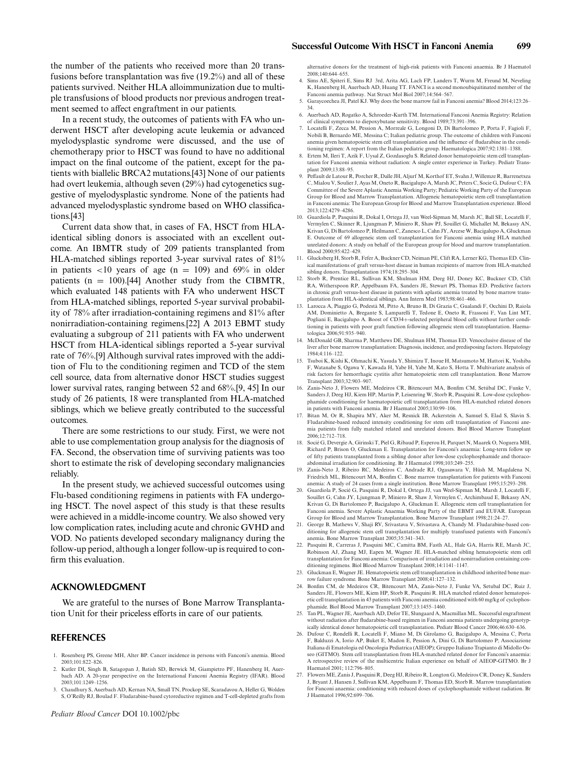the number of the patients who received more than 20 transfusions before transplantation was five (19.2%) and all of these patients survived. Neither HLA alloimmunization due to multiple transfusions of blood products nor previous androgen treatment seemed to affect engraftment in our patients.

In a recent study, the outcomes of patients with FA who underwent HSCT after developing acute leukemia or advanced myelodysplastic syndrome were discussed, and the use of chemotherapy prior to HSCT was found to have no additional impact on the final outcome of the patient, except for the patients with biallelic BRCA2 mutations.[43] None of our patients had overt leukemia, although seven (29%) had cytogenetics suggestive of myelodysplastic syndrome. None of the patients had advanced myelodysplastic syndrome based on WHO classifications.[43]

Current data show that, in cases of FA, HSCT from HLA-identical sibling donors is associated with an excellent outcome. An IBMTR study of 209 patients transplanted from HLA-matched siblings reported 3-year survival rates of 81% in patients <10 years of age (n = 109) and 69% in older patients (n = 100).[44] Another study from the CIBMTR, which evaluated 148 patients with FA who underwent HSCT from HLA-matched siblings, reported 5-year survival probability of 78% after irradiation-containing regimens and 81% after nonirradiation-containing regimens.[22] A 2013 EBMT study evaluating a subgroup of 211 patients with FA who underwent HSCT from HLA-identical siblings reported a 5-year survival rate of 76%.[9] Although survival rates improved with the addition of Flu to the conditioning regimen and TCD of the stem cell source, data from alternative donor HSCT studies suggest lower survival rates, ranging between 52 and 68%.[9, 45] In our study of 26 patients, 18 were transplanted from HLA-matched siblings, which we believe greatly contributed to the successful outcomes.

There are some restrictions to our study. First, we were not able to use complementation group analysis for the diagnosis of FA. Second, the observation time of surviving patients was too short to estimate the risk of developing secondary malignancies reliably.

In the present study, we achieved successful outcomes using Flu-based conditioning regimens in patients with FA undergoing HSCT. The novel aspect of this study is that these results were achieved in a middle-income country. We also showed very low complication rates, including acute and chronic GVHD and VOD. No patients developed secondary malignancy during the follow-up period, although a longer follow-up is required to confirm this evaluation.

## ACKNOWLEDGMENT

We are grateful to the nurses of Bone Marrow Transplantation Unit for their priceless efforts in care of our patients.

## REFERENCES

1. Rosenberg PS, Greene MH, Alter BP. Cancer incidence in persons with Fanconi's anemia. Blood 2003;101:822–826.
2. Kutler DI, Singh B, Satagopan J, Batish SD, Berwick M, Giampietro PF, Hanenberg H, Auerbach AD. A 20-year perspective on the International Fanconi Anemia Registry (IFAR). Blood 2003;101:1249–1256.
3. Chaudhury S, Auerbach AD, Kernan NA, Small TN, Prockop SE, Scaradavou A, Heller G, Wolden S, O'Reilly RJ, Boulad F. Fludarabine-based cytoreductive regimen and T-cell-depleted grafts from alternative donors for the treatment of high-risk patients with Fanconi anaemia. Br J Haematol 2008;140:644–655.
4. Sims AE, Spiteri E, Sims RJ 3rd, Arita AG, Lach FP, Landers T, Wurm M, Freund M, Neveling K, Hanenberg H, Auerbach AD, Huang TT. FANCI is a second monoubiquitinated member of the Fanconi anemia pathway. Nat Struct Mol Biol 2007;14:564–567.
5. Garaycoechea JI, Patel KJ. Why does the bone marrow fail in Fanconi anemia? Blood 2014;123:26–34.
6. Auerbach AD, Rogatko A, Schroeder-Kurth TM. International Fanconi Anemia Registry: Relation of clinical symptoms to diepoxybutane sensitivity. Blood 1989;73:391–396.
7. Locatelli F, Zecca M, Pession A, Morreale G, Longoni D, Di Bartolomeo P, Porta F, Fagioli F, Nobili B, Bernardo ME, Messina C; Italian pediatric group. The outcome of children with Fanconi anemia given hematopoietic stem cell transplantation and the influence of fludarabine in the conditioning regimen: A report from the Italian pediatric group. Haematologica 2007;92:1381–1388.
8. Ertem M, Ileri T, Azik F, Uysal Z, Gozdasoglu S. Related donor hematopoietic stem cell transplantation for Fanconi anemia without radiation: A single center experience in Turkey. Pediatr Transplant 2009;13:88–95.
9. Peffault de Latour R, Porcher R, Dalle JH, Aljurf M, Korthof ET, Svahn J, Willemze R, Barrenetxea C, Mialou V, Soulier J, Ayas M, Oneto R, Bacigalupo A, Marsh JC, Peters C, Socie G, Dufour C; FA Committee of the Severe Aplastic Anemia Working Party; Pediatric Working Party of the European Group for Blood and Marrow Transplantation. Allogeneic hematopoietic stem cell transplantation in Fanconi anemia: The European Group for Blood and Marrow Transplantation experience. Blood 2013;122:4279–4286.
10. Guardiola P, Pasquini R, Dokal I, Ortega JJ, van Weel-Sipman M, Marsh JC, Ball SE, Locatelli F, Vermylen C, Skinner R, Ljungman P, Miniero R, Shaw PJ, Souillet G, Michallet M, Bekassy AN, Krivan G, Di Bartolomeo P, Heilmann C, Zanesco L, Cahn JY, Arcese W, Bacigalupo A, Gluckman E. Outcome of 69 allogeneic stem cell transplantation for Fanconi anemia using HLA matched unrelated donors: A study on behalf of the European group for blood and marrow transplantation. Blood 2000;95:422–429.
11. Glucksberg H, Storb R, Fefer A, Buckner CD, Neiman PE, Clift RA, Lerner KG, Thomas ED. Clinical manifestations of graft versus-host disease in human recipients of marrow from HLA-matched sibling donors. Transplantation 1974;18:295–304.
12. Storb R, Prentice RL, Sullivan KM, Shulman HM, Deeg HJ, Doney KC, Buckner CD, Clift RA, Witherspoon RP, Appelbaum FA, Sanders JE, Stewart PS, Thomas ED. Predictive factors in chronic graft versus-host disease in patients with aplastic anemia treated by bone marrow transplantation from HLA-identical siblings. Ann Intern Med 1983;98:461–466.
13. Larocca A, Piaggio G, Podestà M, Pitto A, Bruno B, Di Grazia C, Gualandi F, Occhini D, Raiola AM, Dominietto A, Bregante S, Lamparelli T, Tedone E, Oneto R, Frassoni F, Van Lint MT, Pogliani E, Bacigalupo A. Boost of CD34+-selected peripheral blood cells without further conditioning in patients with poor graft function following allogeneic stem cell transplantation. Haematologica 2006;91:935–940.
14. McDonald GB, Sharma P, Matthews DE, Shulman HM, Thomas ED. Venocclusive disease of the liver after bone marrow transplantation: Diagnosis, incidence, and predisposing factors. Hepatology 1984;4:116–122.
15. Tsuboi K, Kishi K, Ohmachi K, Yasuda Y, Shimizu T, Inoue H, Matsumoto M, Hattori K, Yoshiba F, Watanabe S, Ogawa Y, Kawada H, Yabe H, Yabe M, Kato S, Hotta T. Multivariate analysis of risk factors for hemorrhagic cystitis after hematopoietic stem cell transplantation. Bone Marrow Transplant 2003;32:903–907.
16. Zanis-Neto J, Flowers ME, Medeiros CR, Bitencourt MA, Bonfim CM, Setúbal DC, Funke V, Sanders J, Deeg HJ, Kiem HP, Martin P, Leisenring W, Storb R, Pasquini R. Low-dose cyclophosphamide conditioning for haematopoietic cell transplantation from HLA-matched related donors in patients with Fanconi anemia. Br J Haematol 2005;130:99–106.
17. Bitan M, Or R, Shapira MY, Aker M, Resnick IB, Ackerstein A, Samuel S, Elad S, Slavin S. Fludarabine-based reduced intensity conditioning for stem cell transplantation of Fanconi anemia patients from fully matched related and unrelated donors. Biol Blood Marrow Transplant 2006;12:712–718.
18. Socié G, Devergie A, Girinski T, Piel G, Ribaud P, Esperou H, Parquet N, Maarek O, Noguera MH, Richard P, Brison O, Gluckman E. Transplantation for Fanconi's anaemia: Long-term follow up of fifty patients transplanted from a sibling donor after low-dose cyclophosphamide and thoraco-abdominal irradiation for conditioning. Br J Haematol 1998;103:249–255.
19. Zanis-Neto J, Ribeiro RC, Medeiros C, Andrade RJ, Ogasawara V, Hüsh M, Magdalena N, Friedrich ML, Bitencourt MA, Bonfim C. Bone marrow transplantation for patients with Fanconi anemia: A study of 24 cases from a single institution. Bone Marrow Transplant 1995;15:293–298.
20. Guardiola P, Socié G, Pasquini R, Dokal I, Ortega JJ, van Weel-Sipman M, Marsh J, Locatelli F, Souillet G, Cahn JY, Ljungman P, Miniero R, Shaw J, Vermylen C, Archimbaud E, Bekassy AN, Krivan G, Di Bartolomeo P, Bacigalupo A, Gluckman E. Allogeneic stem cell transplantation for Fanconi anemia. Severe Aplastic Anaemia Working Party of the EBMT and EUFAR. European Group for Blood and Marrow Transplantation. Bone Marrow Transplant 1998;21:24–27.
21. George B, Mathews V, Shaji RV, Srivastava V, Srivastava A, Chandy M. Fludarabine-based conditioning for allogeneic stem cell transplantation for multiply transfused patients with Fanconi's anemia. Bone Marrow Transplant 2005;35:341–343.
22. Pasquini R, Carreras J, Pasquini MC, Camitta BM, Fasth AL, Hale GA, Harris RE, Marsh JC, Robinson AJ, Zhang MJ, Eapen M, Wagner JE. HLA-matched sibling hematopoietic stem cell transplantation for Fanconi anemia: Comparison of irradiation and nonirradiation containing conditioning regimens. Biol Blood Marrow Transplant 2008;14:1141–1147.
23. Gluckman E, Wagner JE. Hematopoietic stem cell transplantation in childhood inherited bone marrow failure syndrome. Bone Marrow Transplant 2008;41:127–132.
24. Bonfim CM, de Medeiros CR, Bitencourt MA, Zanis-Neto J, Funke VA, Setubal DC, Ruiz J, Sanders JE, Flowers ME, Kiem HP, Storb R, Pasquini R. HLA matched related donor hematopoietic cell transplantation in 43 patients with Fanconi anemia conditioned with 60 mg/kg of cyclophosphamide. Biol Blood Marrow Transplant 2007;13:1455–1460.
25. Tan PL, Wagner JE, Auerbach AD, Defor TE, Slungaard A, Macmillan ML. Successful engraftment without radiation after fludarabine-based regimen in Fanconi anemia patients undergoing genotypically identical donor hematopoietic cell transplantation. Pediatr Blood Cancer 2006;46:630–636.
26. Dufour C, Rondelli R, Locatelli F, Miano M, Di Girolamo G, Bacigalupo A, Messina C, Porta F, Balduzzi A, Iorio AP, Buket E, Madon E, Pession A, Dini G, Di Bartolomeo P; Associazione Italiana di Ematologia ed Oncologia Pediatrica (AIEOP); Gruppo Italiano Trapianto di Midollo Osseo (GITMO). Stem cell transplantation from HLA-matched related donor for Fanconi's anaemia: A retrospective review of the multicentric Italian experience on behalf of AIEOP-GITMO. Br J Haematol 2001; 112:796–805.
27. Flowers ME, Zanis J, Pasquini R, Deeg HJ, Ribeiro R, Longton G, Medeiros CR, Doney K, Sanders J, Bryant J, Hansen J, Sullivan KM, Appelbaum F, Thomas ED, Storb R. Marrow transplantation for Fanconi anaemia: conditioning with reduced doses of cyclophosphamide without radiation. Br J Haematol 1996;92:699–706.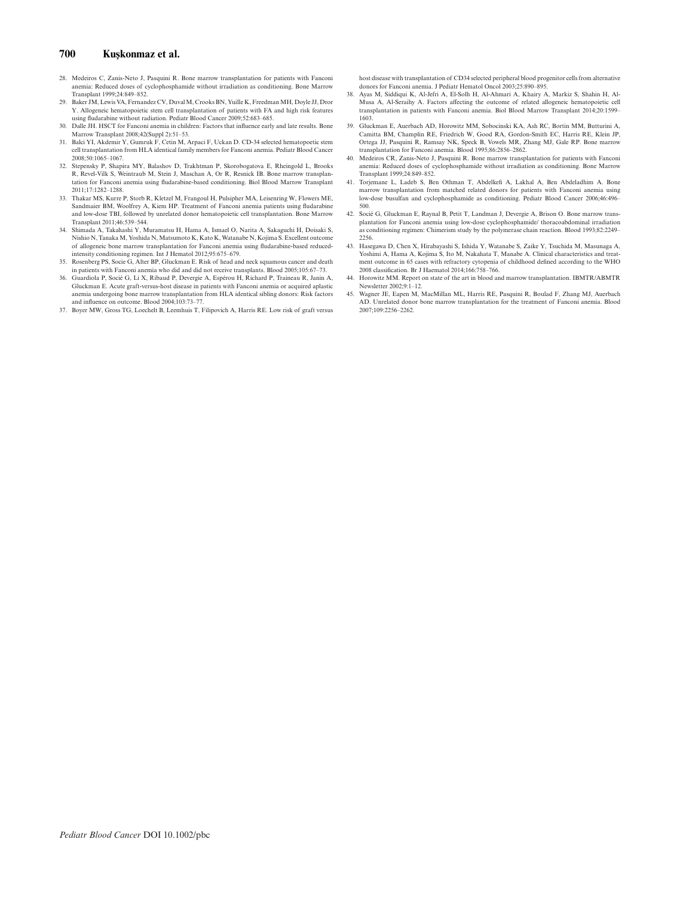28. Medeiros C, Zanis-Neto J, Pasquini R. Bone marrow transplantation for patients with Fanconi anemia: Reduced doses of cyclophosphamide without irradiation as conditioning. Bone Marrow Transplant 1999;24:849–852.
29. Baker JM, Lewis VA, Fernandez CV, Duval M, Crooks BN, Yuille K, Freedman MH, Doyle JJ, Dror Y. Allogeneic hematopoietic stem cell transplantation of patients with FA and high risk features using fludarabine without radiation. Pediatr Blood Cancer 2009;52:683–685.
30. Dalle JH. HSCT for Fanconi anemia in children: Factors that influence early and late results. Bone Marrow Transplant 2008;42(Suppl 2):51–53.
31. Balci YI, Akdemir Y, Gumruk F, Cetin M, Arpaci F, Uckan D. CD-34 selected hematopoetic stem cell transplantation from HLA identical family members for Fanconi anemia. Pediatr Blood Cancer 2008;50:1065–1067.
32. Stepensky P, Shapira MY, Balashov D, Trakhtman P, Skorobogatova E, Rheingold L, Brooks R, Revel-Vilk S, Weintraub M, Stein J, Maschan A, Or R, Resnick IB. Bone marrow transplantation for Fanconi anemia using fludarabine-based conditioning. Biol Blood Marrow Transplant 2011;17:1282–1288.
33. Thakar MS, Kurre P, Storb R, Kletzel M, Frangoul H, Pulsipher MA, Leisenring W, Flowers ME, Sandmaier BM, Woolfrey A, Kiem HP. Treatment of Fanconi anemia patients using fludarabine and low-dose TBI, followed by unrelated donor hematopoietic cell transplantation. Bone Marrow Transplant 2011;46:539–544.
34. Shimada A, Takahashi Y, Muramatsu H, Hama A, Ismael O, Narita A, Sakaguchi H, Doisaki S, Nishio N, Tanaka M, Yoshida N, Matsumoto K, Kato K, Watanabe N, Kojima S. Excellent outcome of allogeneic bone marrow transplantation for Fanconi anemia using fludarabine-based reduced-intensity conditioning regimen. Int J Hematol 2012;95:675–679.
35. Rosenberg PS, Socie G, Alter BP, Gluckman E. Risk of head and neck squamous cancer and death in patients with Fanconi anemia who did and did not receive transplants. Blood 2005;105:67–73.
36. Guardiola P, Socié G, Li X, Ribaud P, Devergie A, Espérou H, Richard P, Traineau R, Janin A, Gluckman E. Acute graft-versus-host disease in patients with Fanconi anemia or acquired aplastic anemia undergoing bone marrow transplantation from HLA identical sibling donors: Risk factors and influence on outcome. Blood 2004;103:73–77.
37. Boyer MW, Gross TG, Loechelt B, Leemhuis T, Filipovich A, Harris RE. Low risk of graft versus host disease with transplantation of CD34 selected peripheral blood progenitor cells from alternative donors for Fanconi anemia. J Pediatr Hematol Oncol 2003;25:890–895.
38. Ayas M, Siddiqui K, Al-Jefri A, El-Solh H, Al-Ahmari A, Khairy A, Markiz S, Shahin H, Al-Musa A, Al-Seraihy A. Factors affecting the outcome of related allogeneic hematopoietic cell transplantation in patients with Fanconi anemia. Biol Blood Marrow Transplant 2014;20:1599–1603.
39. Gluckman E, Auerbach AD, Horowitz MM, Sobocinski KA, Ash RC, Bortin MM, Butturini A, Camitta BM, Champlin RE, Friedrich W, Good RA, Gordon-Smith EC, Harris RE, Klein JP, Ortega JJ, Pasquini R, Ramsay NK, Speck B, Vowels MR, Zhang MJ, Gale RP. Bone marrow transplantation for Fanconi anemia. Blood 1995;86:2856–2862.
40. Medeiros CR, Zanis-Neto J, Pasquini R. Bone marrow transplantation for patients with Fanconi anemia: Reduced doses of cyclophosphamide without irradiation as conditioning. Bone Marrow Transplant 1999;24:849–852.
41. Torjemane L, Ladeb S, Ben Othman T, Abdelkefi A, Lakhal A, Ben Abdeladhim A. Bone marrow transplantation from matched related donors for patients with Fanconi anemia using low-dose busulfan and cyclophosphamide as conditioning. Pediatr Blood Cancer 2006;46:496–500.
42. Socié G, Gluckman E, Raynal B, Petit T, Landman J, Devergie A, Brison O. Bone marrow transplantation for Fanconi anemia using low-dose cyclophosphamide/ thoracoabdominal irradiation as conditioning regimen: Chimerism study by the polymerase chain reaction. Blood 1993;82:2249–2256.
43. Hasegawa D, Chen X, Hirabayashi S, Ishida Y, Watanabe S, Zaike Y, Tsuchida M, Masunaga A, Yoshimi A, Hama A, Kojima S, Ito M, Nakahata T, Manabe A. Clinical characteristics and treatment outcome in 65 cases with refractory cytopenia of childhood defined according to the WHO 2008 classification. Br J Haematol 2014;166:758–766.
44. Horowitz MM. Report on state of the art in blood and marrow transplantation. IBMTR/ABMTR Newsletter 2002;9:1–12.
45. Wagner JE, Eapen M, MacMillan ML, Harris RE, Pasquini R, Boulad F, Zhang MJ, Auerbach AD. Unrelated donor bone marrow transplantation for the treatment of Fanconi anemia. Blood 2007;109:2256–2262.